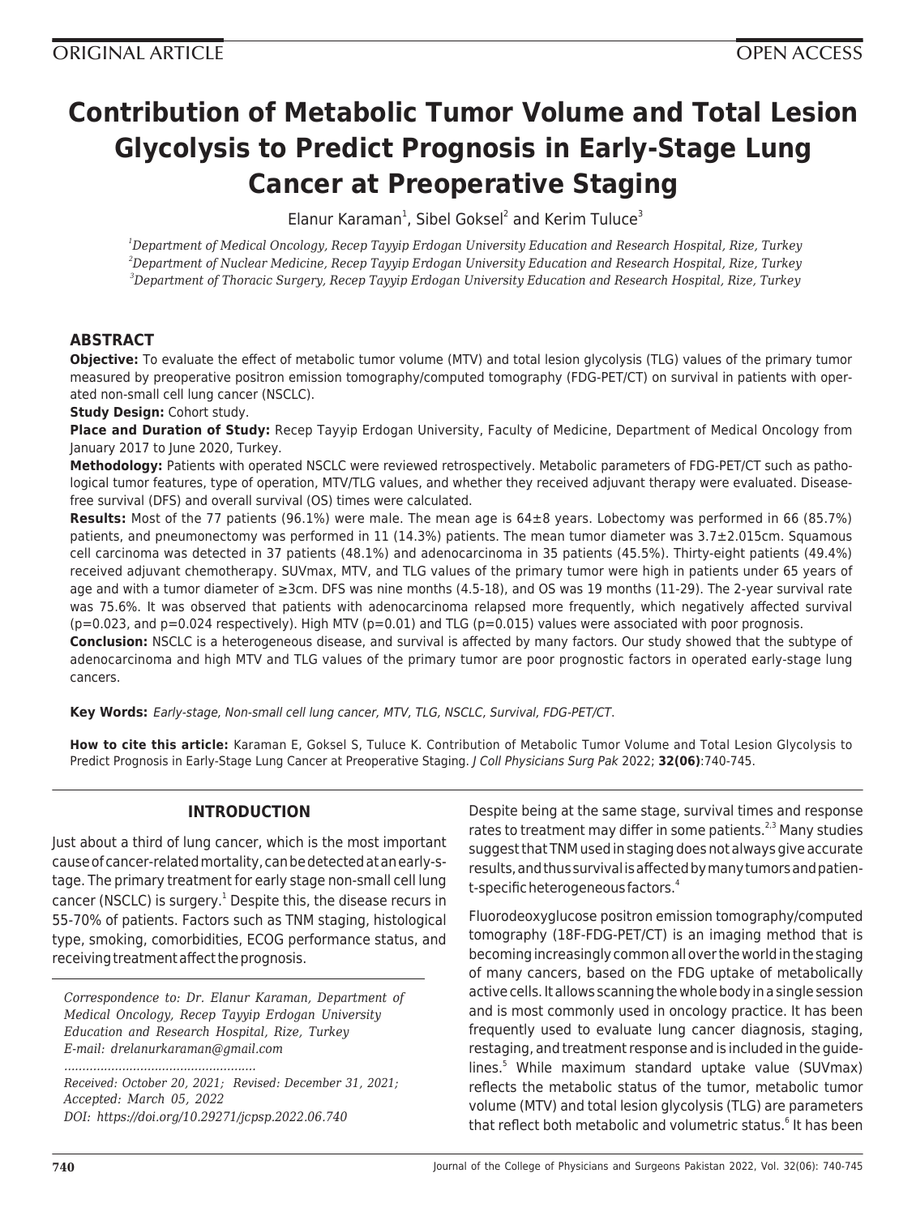ORIGINAL ARTICLE

OPEN ACCESS

# Contribution of Metabolic Tumor Volume and Total Lesion Glycolysis to Predict Prognosis in Early-Stage Lung Cancer at Preoperative Staging

Elanur Karaman[1], Sibel Goksel[2] and Kerim Tuluce[3]

[1]*Department of Medical Oncology, Recep Tayyip Erdogan University Education and Research Hospital, Rize, Turkey*
[2]*Department of Nuclear Medicine, Recep Tayyip Erdogan University Education and Research Hospital, Rize, Turkey*
[3]*Department of Thoracic Surgery, Recep Tayyip Erdogan University Education and Research Hospital, Rize, Turkey*

## ABSTRACT

**Objective:** To evaluate the effect of metabolic tumor volume (MTV) and total lesion glycolysis (TLG) values of the primary tumor measured by preoperative positron emission tomography/computed tomography (FDG-PET/CT) on survival in patients with operated non-small cell lung cancer (NSCLC).

**Study Design:** Cohort study.

**Place and Duration of Study:** Recep Tayyip Erdogan University, Faculty of Medicine, Department of Medical Oncology from January 2017 to June 2020, Turkey.

**Methodology:** Patients with operated NSCLC were reviewed retrospectively. Metabolic parameters of FDG-PET/CT such as pathological tumor features, type of operation, MTV/TLG values, and whether they received adjuvant therapy were evaluated. Disease-free survival (DFS) and overall survival (OS) times were calculated.

**Results:** Most of the 77 patients (96.1%) were male. The mean age is 64±8 years. Lobectomy was performed in 66 (85.7%) patients, and pneumonectomy was performed in 11 (14.3%) patients. The mean tumor diameter was 3.7±2.015cm. Squamous cell carcinoma was detected in 37 patients (48.1%) and adenocarcinoma in 35 patients (45.5%). Thirty-eight patients (49.4%) received adjuvant chemotherapy. SUVmax, MTV, and TLG values of the primary tumor were high in patients under 65 years of age and with a tumor diameter of ≥3cm. DFS was nine months (4.5-18), and OS was 19 months (11-29). The 2-year survival rate was 75.6%. It was observed that patients with adenocarcinoma relapsed more frequently, which negatively affected survival (p=0.023, and p=0.024 respectively). High MTV (p=0.01) and TLG (p=0.015) values were associated with poor prognosis.

**Conclusion:** NSCLC is a heterogeneous disease, and survival is affected by many factors. Our study showed that the subtype of adenocarcinoma and high MTV and TLG values of the primary tumor are poor prognostic factors in operated early-stage lung cancers.

**Key Words:** *Early-stage, Non-small cell lung cancer, MTV, TLG, NSCLC, Survival, FDG-PET/CT.*

**How to cite this article:** Karaman E, Goksel S, Tuluce K. Contribution of Metabolic Tumor Volume and Total Lesion Glycolysis to Predict Prognosis in Early-Stage Lung Cancer at Preoperative Staging. *J Coll Physicians Surg Pak* 2022; **32(06)**:740-745.

## INTRODUCTION

Just about a third of lung cancer, which is the most important cause of cancer-related mortality, can be detected at an early-stage. The primary treatment for early stage non-small cell lung cancer (NSCLC) is surgery.[1] Despite this, the disease recurs in 55-70% of patients. Factors such as TNM staging, histological type, smoking, comorbidities, ECOG performance status, and receiving treatment affect the prognosis.

*Correspondence to: Dr. Elanur Karaman, Department of Medical Oncology, Recep Tayyip Erdogan University Education and Research Hospital, Rize, Turkey*
*E-mail: drelanurkaraman@gmail.com*

*Received: October 20, 2021; Revised: December 31, 2021; Accepted: March 05, 2022*
*DOI: https://doi.org/10.29271/jcpsp.2022.06.740*

Despite being at the same stage, survival times and response rates to treatment may differ in some patients.[2,3] Many studies suggest that TNM used in staging does not always give accurate results, and thus survival is affected by many tumors and patient-specific heterogeneous factors.[4]

Fluorodeoxyglucose positron emission tomography/computed tomography (18F-FDG-PET/CT) is an imaging method that is becoming increasingly common all over the world in the staging of many cancers, based on the FDG uptake of metabolically active cells. It allows scanning the whole body in a single session and is most commonly used in oncology practice. It has been frequently used to evaluate lung cancer diagnosis, staging, restaging, and treatment response and is included in the guidelines.[5] While maximum standard uptake value (SUVmax) reflects the metabolic status of the tumor, metabolic tumor volume (MTV) and total lesion glycolysis (TLG) are parameters that reflect both metabolic and volumetric status.[6] It has been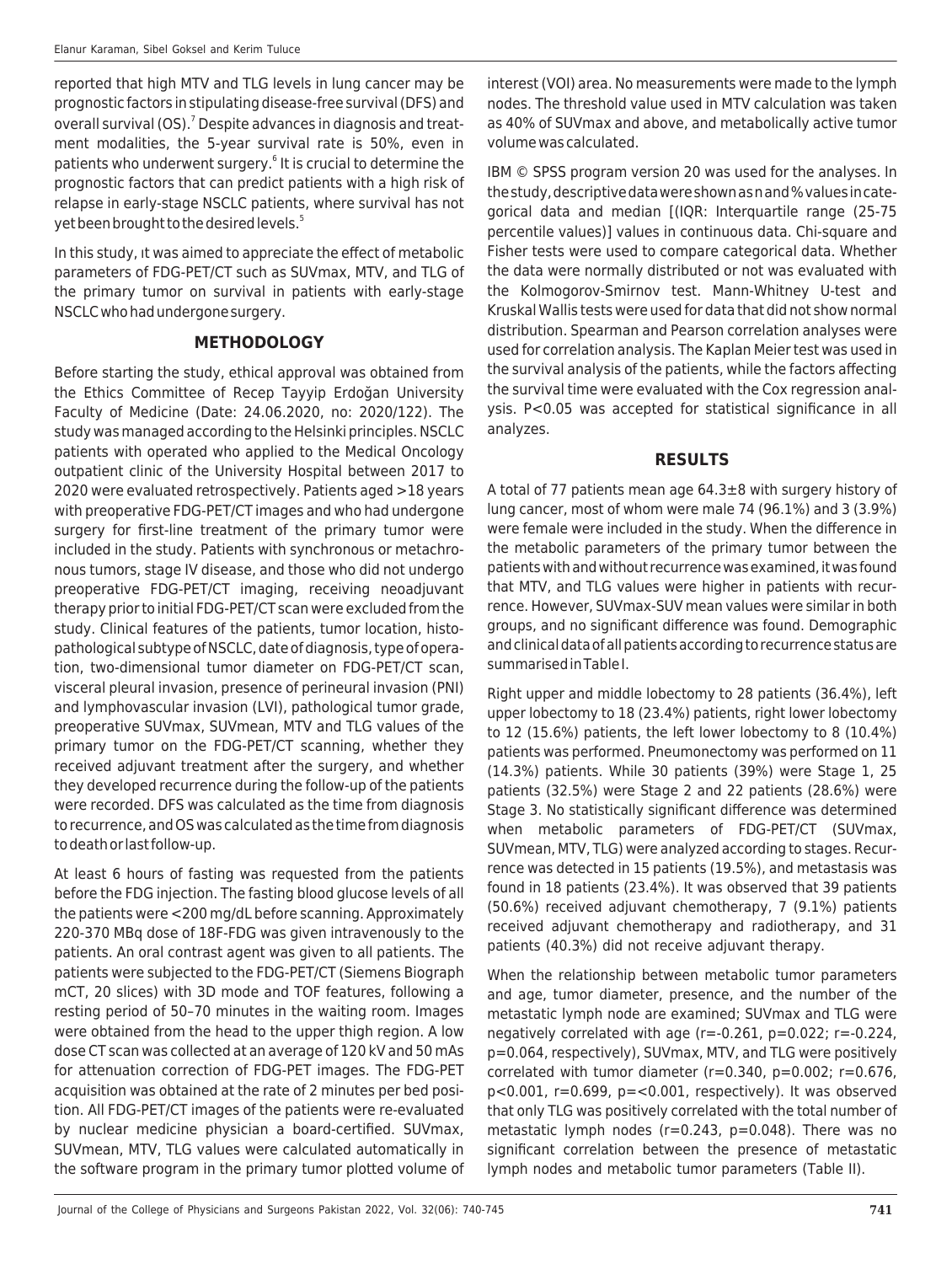reported that high MTV and TLG levels in lung cancer may be prognostic factors in stipulating disease-free survival (DFS) and overall survival (OS).[7] Despite advances in diagnosis and treatment modalities, the 5-year survival rate is 50%, even in patients who underwent surgery.[6] It is crucial to determine the prognostic factors that can predict patients with a high risk of relapse in early-stage NSCLC patients, where survival has not yet been brought to the desired levels.[5]

In this study, ıt was aimed to appreciate the effect of metabolic parameters of FDG-PET/CT such as SUVmax, MTV, and TLG of the primary tumor on survival in patients with early-stage NSCLC who had undergone surgery.

## METHODOLOGY

Before starting the study, ethical approval was obtained from the Ethics Committee of Recep Tayyip Erdoğan University Faculty of Medicine (Date: 24.06.2020, no: 2020/122). The study was managed according to the Helsinki principles. NSCLC patients with operated who applied to the Medical Oncology outpatient clinic of the University Hospital between 2017 to 2020 were evaluated retrospectively. Patients aged >18 years with preoperative FDG-PET/CT images and who had undergone surgery for first-line treatment of the primary tumor were included in the study. Patients with synchronous or metachronous tumors, stage IV disease, and those who did not undergo preoperative FDG-PET/CT imaging, receiving neoadjuvant therapy prior to initial FDG-PET/CT scan were excluded from the study. Clinical features of the patients, tumor location, histopathological subtype of NSCLC, date of diagnosis, type of operation, two-dimensional tumor diameter on FDG-PET/CT scan, visceral pleural invasion, presence of perineural invasion (PNI) and lymphovascular invasion (LVI), pathological tumor grade, preoperative SUVmax, SUVmean, MTV and TLG values of the primary tumor on the FDG-PET/CT scanning, whether they received adjuvant treatment after the surgery, and whether they developed recurrence during the follow-up of the patients were recorded. DFS was calculated as the time from diagnosis to recurrence, and OS was calculated as the time from diagnosis to death or last follow-up.

At least 6 hours of fasting was requested from the patients before the FDG injection. The fasting blood glucose levels of all the patients were <200 mg/dL before scanning. Approximately 220-370 MBq dose of 18F-FDG was given intravenously to the patients. An oral contrast agent was given to all patients. The patients were subjected to the FDG-PET/CT (Siemens Biograph mCT, 20 slices) with 3D mode and TOF features, following a resting period of 50–70 minutes in the waiting room. Images were obtained from the head to the upper thigh region. A low dose CT scan was collected at an average of 120 kV and 50 mAs for attenuation correction of FDG-PET images. The FDG-PET acquisition was obtained at the rate of 2 minutes per bed position. All FDG-PET/CT images of the patients were re-evaluated by nuclear medicine physician a board-certified. SUVmax, SUVmean, MTV, TLG values were calculated automatically in the software program in the primary tumor plotted volume of interest (VOI) area. No measurements were made to the lymph nodes. The threshold value used in MTV calculation was taken as 40% of SUVmax and above, and metabolically active tumor volume was calculated.

IBM © SPSS program version 20 was used for the analyses. In the study, descriptive data were shown as n and % values in categorical data and median [(IQR: Interquartile range (25-75 percentile values)] values in continuous data. Chi-square and Fisher tests were used to compare categorical data. Whether the data were normally distributed or not was evaluated with the Kolmogorov-Smirnov test. Mann-Whitney U-test and Kruskal Wallis tests were used for data that did not show normal distribution. Spearman and Pearson correlation analyses were used for correlation analysis. The Kaplan Meier test was used in the survival analysis of the patients, while the factors affecting the survival time were evaluated with the Cox regression analysis. P<0.05 was accepted for statistical significance in all analyzes.

## RESULTS

A total of 77 patients mean age 64.3±8 with surgery history of lung cancer, most of whom were male 74 (96.1%) and 3 (3.9%) were female were included in the study. When the difference in the metabolic parameters of the primary tumor between the patients with and without recurrence was examined, it was found that MTV, and TLG values were higher in patients with recurrence. However, SUVmax-SUV mean values were similar in both groups, and no significant difference was found. Demographic and clinical data of all patients according to recurrence status are summarised in Table I.

Right upper and middle lobectomy to 28 patients (36.4%), left upper lobectomy to 18 (23.4%) patients, right lower lobectomy to 12 (15.6%) patients, the left lower lobectomy to 8 (10.4%) patients was performed. Pneumonectomy was performed on 11 (14.3%) patients. While 30 patients (39%) were Stage 1, 25 patients (32.5%) were Stage 2 and 22 patients (28.6%) were Stage 3. No statistically significant difference was determined when metabolic parameters of FDG-PET/CT (SUVmax, SUVmean, MTV, TLG) were analyzed according to stages. Recurrence was detected in 15 patients (19.5%), and metastasis was found in 18 patients (23.4%). It was observed that 39 patients (50.6%) received adjuvant chemotherapy, 7 (9.1%) patients received adjuvant chemotherapy and radiotherapy, and 31 patients (40.3%) did not receive adjuvant therapy.

When the relationship between metabolic tumor parameters and age, tumor diameter, presence, and the number of the metastatic lymph node are examined; SUVmax and TLG were negatively correlated with age (r=-0.261, p=0.022; r=-0.224, p=0.064, respectively), SUVmax, MTV, and TLG were positively correlated with tumor diameter (r=0.340, p=0.002; r=0.676, p<0.001, r=0.699, p=<0.001, respectively). It was observed that only TLG was positively correlated with the total number of metastatic lymph nodes (r=0.243, p=0.048). There was no significant correlation between the presence of metastatic lymph nodes and metabolic tumor parameters (Table II).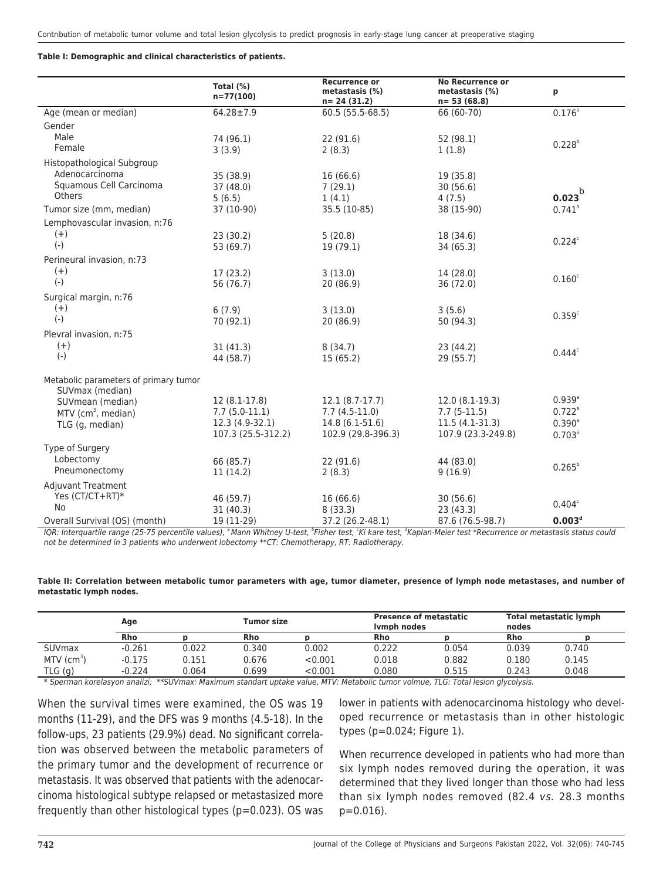**Table I: Demographic and clinical characteristics of patients.**

| | Total (%) n=77(100) | Recurrence or metastasis (%) n= 24 (31.2) | No Recurrence or metastasis (%) n= 53 (68.8) | p |
|---|---|---|---|---|
| Age (mean or median) | 64.28±7.9 | 60.5 (55.5-68.5) | 66 (60-70) | 0.176[a] |
| Gender | | | | |
| Male | 74 (96.1) | 22 (91.6) | 52 (98.1) | 0.228[b] |
| Female | 3 (3.9) | 2 (8.3) | 1 (1.8) | |
| Histopathological Subgroup | | | | |
| Adenocarcinoma | 35 (38.9) | 16 (66.6) | 19 (35.8) | |
| Squamous Cell Carcinoma | 37 (48.0) | 7 (29.1) | 30 (56.6) | |
| Others | 5 (6.5) | 1 (4.1) | 4 (7.5) | **0.023**[b] |
| Tumor size (mm, median) | 37 (10-90) | 35.5 (10-85) | 38 (15-90) | 0.741[a] |
| Lemphovascular invasion, n:76 | | | | |
| (+) | 23 (30.2) | 5 (20.8) | 18 (34.6) | 0.224[c] |
| (-) | 53 (69.7) | 19 (79.1) | 34 (65.3) | |
| Perineural invasion, n:73 | | | | |
| (+) | 17 (23.2) | 3 (13.0) | 14 (28.0) | 0.160[c] |
| (-) | 56 (76.7) | 20 (86.9) | 36 (72.0) | |
| Surgical margin, n:76 | | | | |
| (+) | 6 (7.9) | 3 (13.0) | 3 (5.6) | 0.359[c] |
| (-) | 70 (92.1) | 20 (86.9) | 50 (94.3) | |
| Plevral invasion, n:75 | | | | |
| (+) | 31 (41.3) | 8 (34.7) | 23 (44.2) | 0.444[c] |
| (-) | 44 (58.7) | 15 (65.2) | 29 (55.7) | |
| Metabolic parameters of primary tumor | | | | |
| SUVmax (median) | 12 (8.1-17.8) | 12.1 (8.7-17.7) | 12.0 (8.1-19.3) | 0.939[a] |
| SUVmean (median) | 7.7 (5.0-11.1) | 7.7 (4.5-11.0) | 7.7 (5-11.5) | 0.722[a] |
| MTV ($cm^3$, median) | 12.3 (4.9-32.1) | 14.8 (6.1-51.6) | 11.5 (4.1-31.3) | 0.390[a] |
| TLG (g, median) | 107.3 (25.5-312.2) | 102.9 (29.8-396.3) | 107.9 (23.3-249.8) | 0.703[a] |
| Type of Surgery | | | | |
| Lobectomy | 66 (85.7) | 22 (91.6) | 44 (83.0) | 0.265[b] |
| Pneumonectomy | 11 (14.2) | 2 (8.3) | 9 (16.9) | |
| Adjuvant Treatment | | | | |
| Yes (CT/CT+RT)* | 46 (59.7) | 16 (66.6) | 30 (56.6) | 0.404[c] |
| No | 31 (40.3) | 8 (33.3) | 23 (43.3) | |
| Overall Survival (OS) (month) | 19 (11-29) | 37.2 (26.2-48.1) | 87.6 (76.5-98.7) | **0.003**[d] |

*IQR: Interquartile range (25-75 percentile values), [a] Mann Whitney U-test, [b] Fisher test, [c] Ki kare test, [d] Kaplan-Meier test *Recurrence or metastasis status could not be determined in 3 patients who underwent lobectomy **CT: Chemotherapy, RT: Radiotherapy.*

**Table II: Correlation between metabolic tumor parameters with age, tumor diameter, presence of lymph node metastases, and number of metastatic lymph nodes.**

| | Age | | Tumor size | | Presence of metastatic lymph nodes | | Total metastatic lymph nodes | |
|---|---|---|---|---|---|---|---|---|
| | Rho | p | Rho | p | Rho | p | Rho | p |
| SUVmax | -0.261 | 0.022 | 0.340 | 0.002 | 0.222 | 0.054 | 0.039 | 0.740 |
| MTV ($cm^3$) | -0.175 | 0.151 | 0.676 | <0.001 | 0.018 | 0.882 | 0.180 | 0.145 |
| TLG (g) | -0.224 | 0.064 | 0.699 | <0.001 | 0.080 | 0.515 | 0.243 | 0.048 |

*\* Sperman korelasyon analizi; \*\*SUVmax: Maximum standart uptake value, MTV: Metabolic tumor volmue, TLG: Total lesion glycolysis.*

When the survival times were examined, the OS was 19 months (11-29), and the DFS was 9 months (4.5-18). In the follow-ups, 23 patients (29.9%) dead. No significant correlation was observed between the metabolic parameters of the primary tumor and the development of recurrence or metastasis. It was observed that patients with the adenocarcinoma histological subtype relapsed or metastasized more frequently than other histological types (p=0.023). OS was lower in patients with adenocarcinoma histology who developed recurrence or metastasis than in other histologic types (p=0.024; Figure 1).

When recurrence developed in patients who had more than six lymph nodes removed during the operation, it was determined that they lived longer than those who had less than six lymph nodes removed (82.4 *vs.* 28.3 months p=0.016).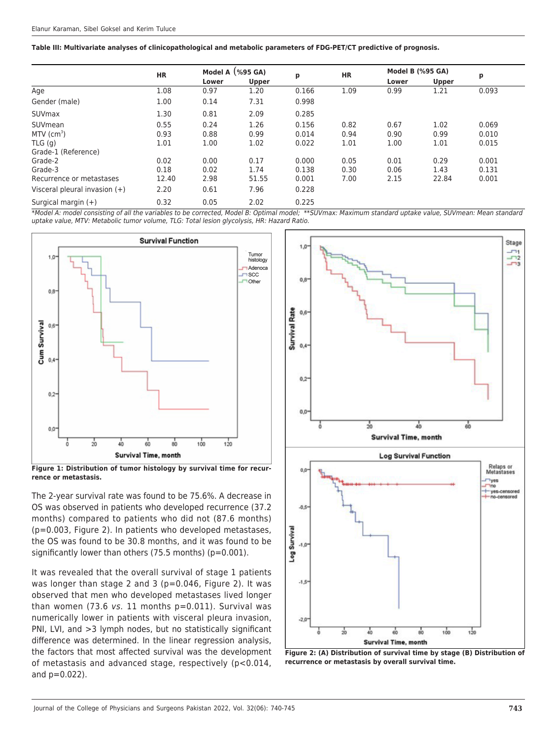**Table III: Multivariate analyses of clinicopathological and metabolic parameters of FDG-PET/CT predictive of prognosis.**

| | HR | Model A (%95 GA) | | p | HR | Model B (%95 GA) | | p |
|---|---|---|---|---|---|---|---|---|
| | | Lower | Upper | | | Lower | Upper | |
| Age | 1.08 | 0.97 | 1.20 | 0.166 | 1.09 | 0.99 | 1.21 | 0.093 |
| Gender (male) | 1.00 | 0.14 | 7.31 | 0.998 | | | | |
| SUVmax | 1.30 | 0.81 | 2.09 | 0.285 | | | | |
| SUVmean | 0.55 | 0.24 | 1.26 | 0.156 | 0.82 | 0.67 | 1.02 | 0.069 |
| MTV ($cm^3$) | 0.93 | 0.88 | 0.99 | 0.014 | 0.94 | 0.90 | 0.99 | 0.010 |
| TLG (g) | 1.01 | 1.00 | 1.02 | 0.022 | 1.01 | 1.00 | 1.01 | 0.015 |
| Grade-1 (Reference) | | | | | | | | |
| Grade-2 | 0.02 | 0.00 | 0.17 | 0.000 | 0.05 | 0.01 | 0.29 | 0.001 |
| Grade-3 | 0.18 | 0.02 | 1.74 | 0.138 | 0.30 | 0.06 | 1.43 | 0.131 |
| Recurrence or metastases | 12.40 | 2.98 | 51.55 | 0.001 | 7.00 | 2.15 | 22.84 | 0.001 |
| Visceral pleural invasion (+) | 2.20 | 0.61 | 7.96 | 0.228 | | | | |
| Surgical margin (+) | 0.32 | 0.05 | 2.02 | 0.225 | | | | |

*Model A: model consisting of all the variables to be corrected, Model B: Optimal model; **SUVmax: Maximum standard uptake value, SUVmean: Mean standard uptake value, MTV: Metabolic tumor volume, TLG: Total lesion glycolysis, HR: Hazard Ratio.

**Figure 1: Distribution of tumor histology by survival time for recurrence or metastasis.**

The 2-year survival rate was found to be 75.6%. A decrease in OS was observed in patients who developed recurrence (37.2 months) compared to patients who did not (87.6 months) (p=0.003, Figure 2). In patients who developed metastases, the OS was found to be 30.8 months, and it was found to be significantly lower than others (75.5 months) (p=0.001).

It was revealed that the overall survival of stage 1 patients was longer than stage 2 and 3 (p=0.046, Figure 2). It was observed that men who developed metastases lived longer than women (73.6 *vs.* 11 months p=0.011). Survival was numerically lower in patients with visceral pleura invasion, PNI, LVI, and >3 lymph nodes, but no statistically significant difference was determined. In the linear regression analysis, the factors that most affected survival was the development of metastasis and advanced stage, respectively (p<0.014, and p=0.022).

**Figure 2: (A) Distribution of survival time by stage (B) Distribution of recurrence or metastasis by overall survival time.**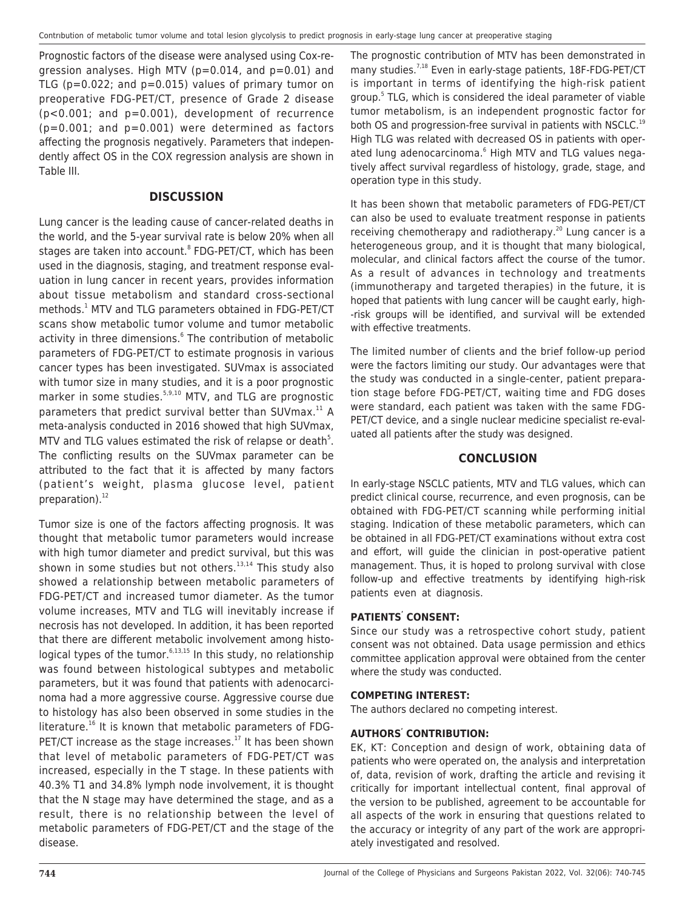Prognostic factors of the disease were analysed using Cox-regression analyses. High MTV (p=0.014, and p=0.01) and TLG (p=0.022; and p=0.015) values of primary tumor on preoperative FDG-PET/CT, presence of Grade 2 disease (p<0.001; and p=0.001), development of recurrence (p=0.001; and p=0.001) were determined as factors affecting the prognosis negatively. Parameters that independently affect OS in the COX regression analysis are shown in Table III.

## DISCUSSION

Lung cancer is the leading cause of cancer-related deaths in the world, and the 5-year survival rate is below 20% when all stages are taken into account.[8] FDG-PET/CT, which has been used in the diagnosis, staging, and treatment response evaluation in lung cancer in recent years, provides information about tissue metabolism and standard cross-sectional methods.[1] MTV and TLG parameters obtained in FDG-PET/CT scans show metabolic tumor volume and tumor metabolic activity in three dimensions.[6] The contribution of metabolic parameters of FDG-PET/CT to estimate prognosis in various cancer types has been investigated. SUVmax is associated with tumor size in many studies, and it is a poor prognostic marker in some studies.[5,9,10] MTV, and TLG are prognostic parameters that predict survival better than SUVmax.[11] A meta-analysis conducted in 2016 showed that high SUVmax, MTV and TLG values estimated the risk of relapse or death[5]. The conflicting results on the SUVmax parameter can be attributed to the fact that it is affected by many factors (patient's weight, plasma glucose level, patient preparation).[12]

Tumor size is one of the factors affecting prognosis. It was thought that metabolic tumor parameters would increase with high tumor diameter and predict survival, but this was shown in some studies but not others.[13,14] This study also showed a relationship between metabolic parameters of FDG-PET/CT and increased tumor diameter. As the tumor volume increases, MTV and TLG will inevitably increase if necrosis has not developed. In addition, it has been reported that there are different metabolic involvement among histological types of the tumor.[6,13,15] In this study, no relationship was found between histological subtypes and metabolic parameters, but it was found that patients with adenocarcinoma had a more aggressive course. Aggressive course due to histology has also been observed in some studies in the literature.[16] It is known that metabolic parameters of FDG-PET/CT increase as the stage increases.[17] It has been shown that level of metabolic parameters of FDG-PET/CT was increased, especially in the T stage. In these patients with 40.3% T1 and 34.8% lymph node involvement, it is thought that the N stage may have determined the stage, and as a result, there is no relationship between the level of metabolic parameters of FDG-PET/CT and the stage of the disease.

The prognostic contribution of MTV has been demonstrated in many studies.[7,18] Even in early-stage patients, 18F-FDG-PET/CT is important in terms of identifying the high-risk patient group.[5] TLG, which is considered the ideal parameter of viable tumor metabolism, is an independent prognostic factor for both OS and progression-free survival in patients with NSCLC.[19] High TLG was related with decreased OS in patients with operated lung adenocarcinoma.[6] High MTV and TLG values negatively affect survival regardless of histology, grade, stage, and operation type in this study.

It has been shown that metabolic parameters of FDG-PET/CT can also be used to evaluate treatment response in patients receiving chemotherapy and radiotherapy.[20] Lung cancer is a heterogeneous group, and it is thought that many biological, molecular, and clinical factors affect the course of the tumor. As a result of advances in technology and treatments (immunotherapy and targeted therapies) in the future, it is hoped that patients with lung cancer will be caught early, high--risk groups will be identified, and survival will be extended with effective treatments.

The limited number of clients and the brief follow-up period were the factors limiting our study. Our advantages were that the study was conducted in a single-center, patient preparation stage before FDG-PET/CT, waiting time and FDG doses were standard, each patient was taken with the same FDG-PET/CT device, and a single nuclear medicine specialist re-evaluated all patients after the study was designed.

## CONCLUSION

In early-stage NSCLC patients, MTV and TLG values, which can predict clinical course, recurrence, and even prognosis, can be obtained with FDG-PET/CT scanning while performing initial staging. Indication of these metabolic parameters, which can be obtained in all FDG-PET/CT examinations without extra cost and effort, will guide the clinician in post-operative patient management. Thus, it is hoped to prolong survival with close follow-up and effective treatments by identifying high-risk patients even at diagnosis.

### PATIENTS' CONSENT:

Since our study was a retrospective cohort study, patient consent was not obtained. Data usage permission and ethics committee application approval were obtained from the center where the study was conducted.

### COMPETING INTEREST:

The authors declared no competing interest.

### AUTHORS' CONTRIBUTION:

EK, KT: Conception and design of work, obtaining data of patients who were operated on, the analysis and interpretation of, data, revision of work, drafting the article and revising it critically for important intellectual content, final approval of the version to be published, agreement to be accountable for all aspects of the work in ensuring that questions related to the accuracy or integrity of any part of the work are appropriately investigated and resolved.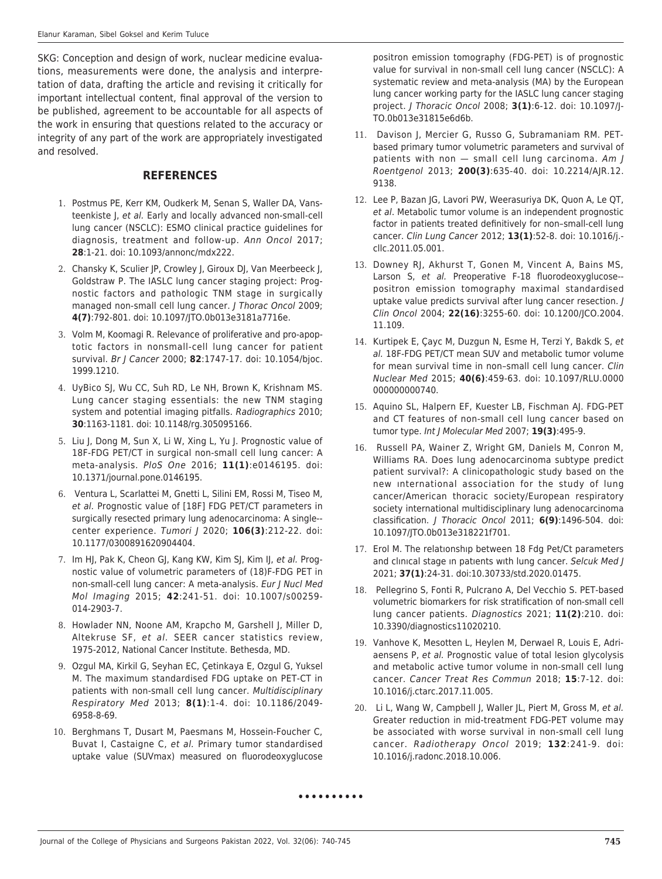SKG: Conception and design of work, nuclear medicine evaluations, measurements were done, the analysis and interpretation of data, drafting the article and revising it critically for important intellectual content, final approval of the version to be published, agreement to be accountable for all aspects of the work in ensuring that questions related to the accuracy or integrity of any part of the work are appropriately investigated and resolved.

## REFERENCES

1. Postmus PE, Kerr KM, Oudkerk M, Senan S, Waller DA, Vansteenkiste J, *et al.* Early and locally advanced non-small-cell lung cancer (NSCLC): ESMO clinical practice guidelines for diagnosis, treatment and follow-up. *Ann Oncol* 2017; **28**:1-21. doi: 10.1093/annonc/mdx222.
2. Chansky K, Sculier JP, Crowley J, Giroux DJ, Van Meerbeeck J, Goldstraw P. The IASLC lung cancer staging project: Prognostic factors and pathologic TNM stage in surgically managed non-small cell lung cancer. *J Thorac Oncol* 2009; **4(7)**:792-801. doi: 10.1097/JTO.0b013e3181a7716e.
3. Volm M, Koomagi R. Relevance of proliferative and pro-apoptotic factors in nonsmall-cell lung cancer for patient survival. *Br J Cancer* 2000; **82**:1747-17. doi: 10.1054/bjoc.1999.1210.
4. UyBico SJ, Wu CC, Suh RD, Le NH, Brown K, Krishnam MS. Lung cancer staging essentials: the new TNM staging system and potential imaging pitfalls. *Radiographics* 2010; **30**:1163-1181. doi: 10.1148/rg.305095166.
5. Liu J, Dong M, Sun X, Li W, Xing L, Yu J. Prognostic value of 18F-FDG PET/CT in surgical non-small cell lung cancer: A meta-analysis. *PloS One* 2016; **11(1)**:e0146195. doi: 10.1371/journal.pone.0146195.
6. Ventura L, Scarlattei M, Gnetti L, Silini EM, Rossi M, Tiseo M, *et al.* Prognostic value of [18F] FDG PET/CT parameters in surgically resected primary lung adenocarcinoma: A single--center experience. *Tumori J* 2020; **106(3)**:212-22. doi: 10.1177/0300891620904404.
7. Im HJ, Pak K, Cheon GJ, Kang KW, Kim SJ, Kim IJ, *et al.* Prognostic value of volumetric parameters of (18)F-FDG PET in non-small-cell lung cancer: A meta-analysis. *Eur J Nucl Med Mol Imaging* 2015; **42**:241-51. doi: 10.1007/s00259-014-2903-7.
8. Howlader NN, Noone AM, Krapcho M, Garshell J, Miller D, Altekruse SF, *et al*. SEER cancer statistics review, 1975-2012, National Cancer Institute. Bethesda, MD.
9. Ozgul MA, Kirkil G, Seyhan EC, Çetinkaya E, Ozgul G, Yuksel M. The maximum standardised FDG uptake on PET-CT in patients with non-small cell lung cancer. *Multidisciplinary Respiratory Med* 2013; **8(1)**:1-4. doi: 10.1186/2049-6958-8-69.
10. Berghmans T, Dusart M, Paesmans M, Hossein-Foucher C, Buvat I, Castaigne C, *et al.* Primary tumor standardised uptake value (SUVmax) measured on fluorodeoxyglucose positron emission tomography (FDG-PET) is of prognostic value for survival in non-small cell lung cancer (NSCLC): A systematic review and meta-analysis (MA) by the European lung cancer working party for the IASLC lung cancer staging project. *J Thoracic Oncol* 2008; **3(1)**:6-12. doi: 10.1097/JTO.0b013e31815e6d6b.
11. Davison J, Mercier G, Russo G, Subramaniam RM. PET-based primary tumor volumetric parameters and survival of patients with non — small cell lung carcinoma. *Am J Roentgenol* 2013; **200(3)**:635-40. doi: 10.2214/AJR.12.9138.
12. Lee P, Bazan JG, Lavori PW, Weerasuriya DK, Quon A, Le QT, *et al*. Metabolic tumor volume is an independent prognostic factor in patients treated definitively for non–small-cell lung cancer. *Clin Lung Cancer* 2012; **13(1)**:52-8. doi: 10.1016/j.cllc.2011.05.001.
13. Downey RJ, Akhurst T, Gonen M, Vincent A, Bains MS, Larson S, *et al.* Preoperative F-18 fluorodeoxyglucose--positron emission tomography maximal standardised uptake value predicts survival after lung cancer resection. *J Clin Oncol* 2004; **22(16)**:3255-60. doi: 10.1200/JCO.2004.11.109.
14. Kurtipek E, Çayc M, Duzgun N, Esme H, Terzi Y, Bakdk S, *et al.* 18F-FDG PET/CT mean SUV and metabolic tumor volume for mean survival time in non–small cell lung cancer. *Clin Nuclear Med* 2015; **40(6)**:459-63. doi: 10.1097/RLU.0000000000000740.
15. Aquino SL, Halpern EF, Kuester LB, Fischman AJ. FDG-PET and CT features of non-small cell lung cancer based on tumor type. *Int J Molecular Med* 2007; **19(3)**:495-9.
16. Russell PA, Wainer Z, Wright GM, Daniels M, Conron M, Williams RA. Does lung adenocarcinoma subtype predict patient survival?: A clinicopathologic study based on the new ınternational association for the study of lung cancer/American thoracic society/European respiratory society international multidisciplinary lung adenocarcinoma classification. *J Thoracic Oncol* 2011; **6(9)**:1496-504. doi: 10.1097/JTO.0b013e318221f701.
17. Erol M. The relatıonshıp between 18 Fdg Pet/Ct parameters and clınıcal stage ın patıents wıth lung cancer. *Selcuk Med J* 2021; **37(1)**:24-31. doi:10.30733/std.2020.01475.
18. Pellegrino S, Fonti R, Pulcrano A, Del Vecchio S. PET-based volumetric biomarkers for risk stratification of non-small cell lung cancer patients. *Diagnostics* 2021; **11(2)**:210. doi: 10.3390/diagnostics11020210.
19. Vanhove K, Mesotten L, Heylen M, Derwael R, Louis E, Adriaensens P, *et al.* Prognostic value of total lesion glycolysis and metabolic active tumor volume in non-small cell lung cancer. *Cancer Treat Res Commun* 2018; **15**:7-12. doi: 10.1016/j.ctarc.2017.11.005.
20. Li L, Wang W, Campbell J, Waller JL, Piert M, Gross M, *et al.* Greater reduction in mid-treatment FDG-PET volume may be associated with worse survival in non-small cell lung cancer. *Radiotherapy Oncol* 2019; **132**:241-9. doi: 10.1016/j.radonc.2018.10.006.

••••••••••